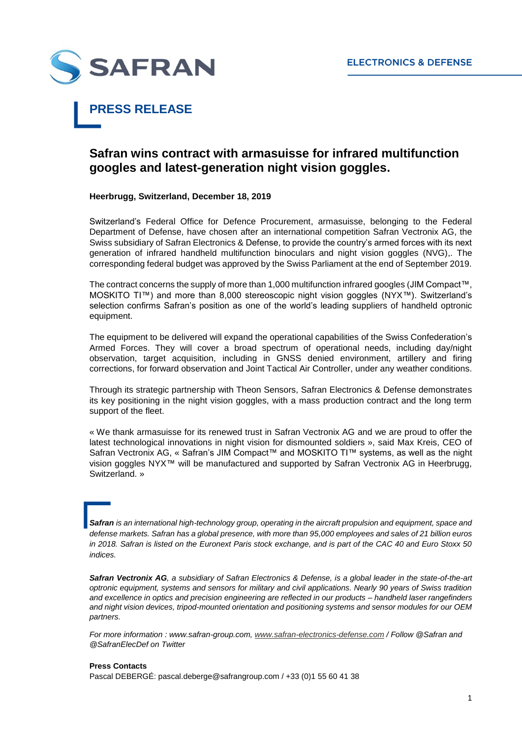SAFRAN

ELECTRONICS & DEFENSE

# PRESS RELEASE

## Safran wins contract with armasuisse for infrared multifunction googles and latest-generation night vision goggles.

**Heerbrugg, Switzerland, December 18, 2019**

Switzerland's Federal Office for Defence Procurement, armasuisse, belonging to the Federal Department of Defense, have chosen after an international competition Safran Vectronix AG, the Swiss subsidiary of Safran Electronics & Defense, to provide the country's armed forces with its next generation of infrared handheld multifunction binoculars and night vision goggles (NVG),. The corresponding federal budget was approved by the Swiss Parliament at the end of September 2019.

The contract concerns the supply of more than 1,000 multifunction infrared googles (JIM Compact™, MOSKITO TI™) and more than 8,000 stereoscopic night vision goggles (NYX™). Switzerland's selection confirms Safran's position as one of the world's leading suppliers of handheld optronic equipment.

The equipment to be delivered will expand the operational capabilities of the Swiss Confederation's Armed Forces. They will cover a broad spectrum of operational needs, including day/night observation, target acquisition, including in GNSS denied environment, artillery and firing corrections, for forward observation and Joint Tactical Air Controller, under any weather conditions.

Through its strategic partnership with Theon Sensors, Safran Electronics & Defense demonstrates its key positioning in the night vision goggles, with a mass production contract and the long term support of the fleet.

« We thank armasuisse for its renewed trust in Safran Vectronix AG and we are proud to offer the latest technological innovations in night vision for dismounted soldiers », said Max Kreis, CEO of Safran Vectronix AG, « Safran's JIM Compact™ and MOSKITO TI™ systems, as well as the night vision goggles NYX™ will be manufactured and supported by Safran Vectronix AG in Heerbrugg, Switzerland. »

***Safran** is an international high-technology group, operating in the aircraft propulsion and equipment, space and defense markets. Safran has a global presence, with more than 95,000 employees and sales of 21 billion euros in 2018. Safran is listed on the Euronext Paris stock exchange, and is part of the CAC 40 and Euro Stoxx 50 indices.*

***Safran Vectronix AG**, a subsidiary of Safran Electronics & Defense, is a global leader in the state-of-the-art optronic equipment, systems and sensors for military and civil applications. Nearly 90 years of Swiss tradition and excellence in optics and precision engineering are reflected in our products – handheld laser rangefinders and night vision devices, tripod-mounted orientation and positioning systems and sensor modules for our OEM partners.*

*For more information : www.safran-group.com, www.safran-electronics-defense.com / Follow @Safran and @SafranElecDef on Twitter*

**Press Contacts**
Pascal DEBERGÉ: pascal.deberge@safrangroup.com / +33 (0)1 55 60 41 38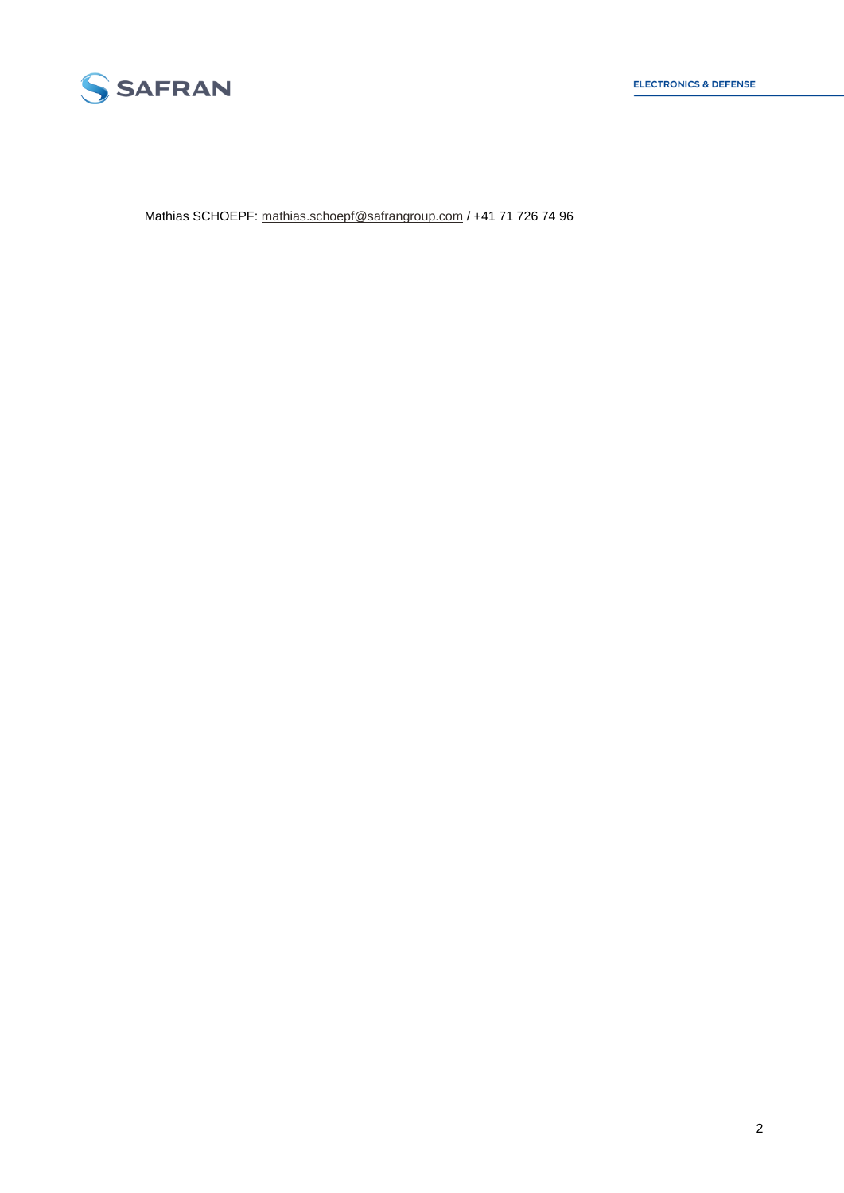Mathias SCHOEPF: mathias.schoepf@safrangroup.com / +41 71 726 74 96